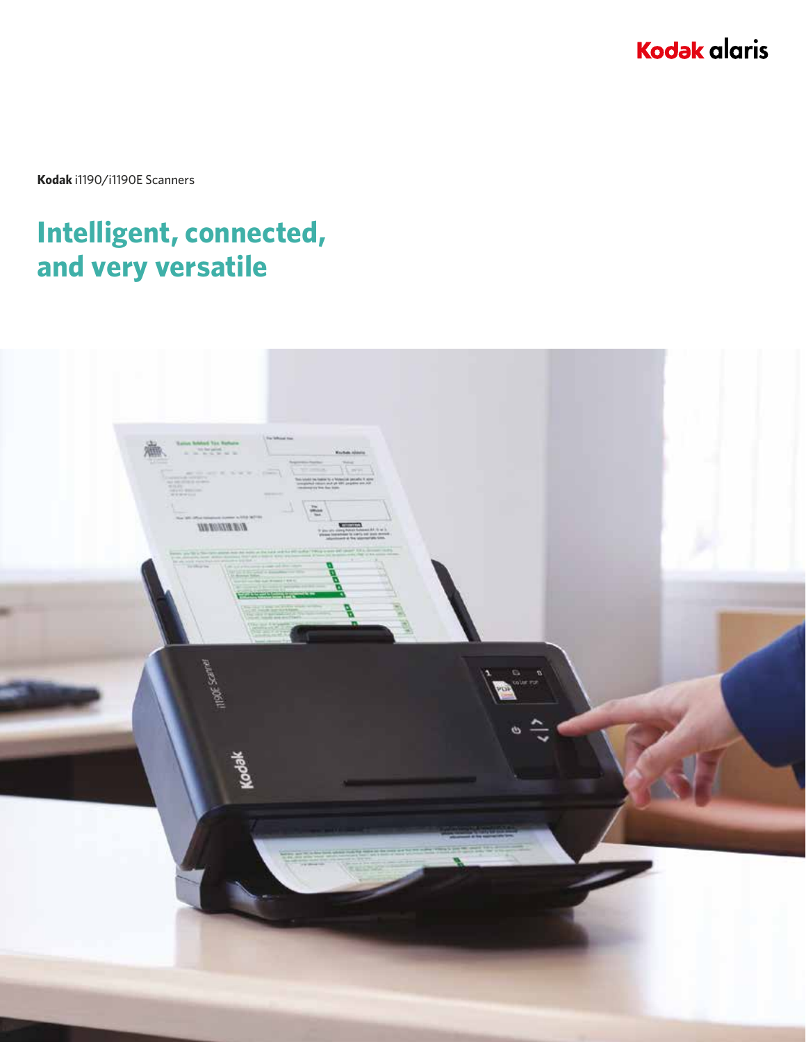**Kodak** i1190/i1190E Scanners

# Intelligent, connected, and very versatile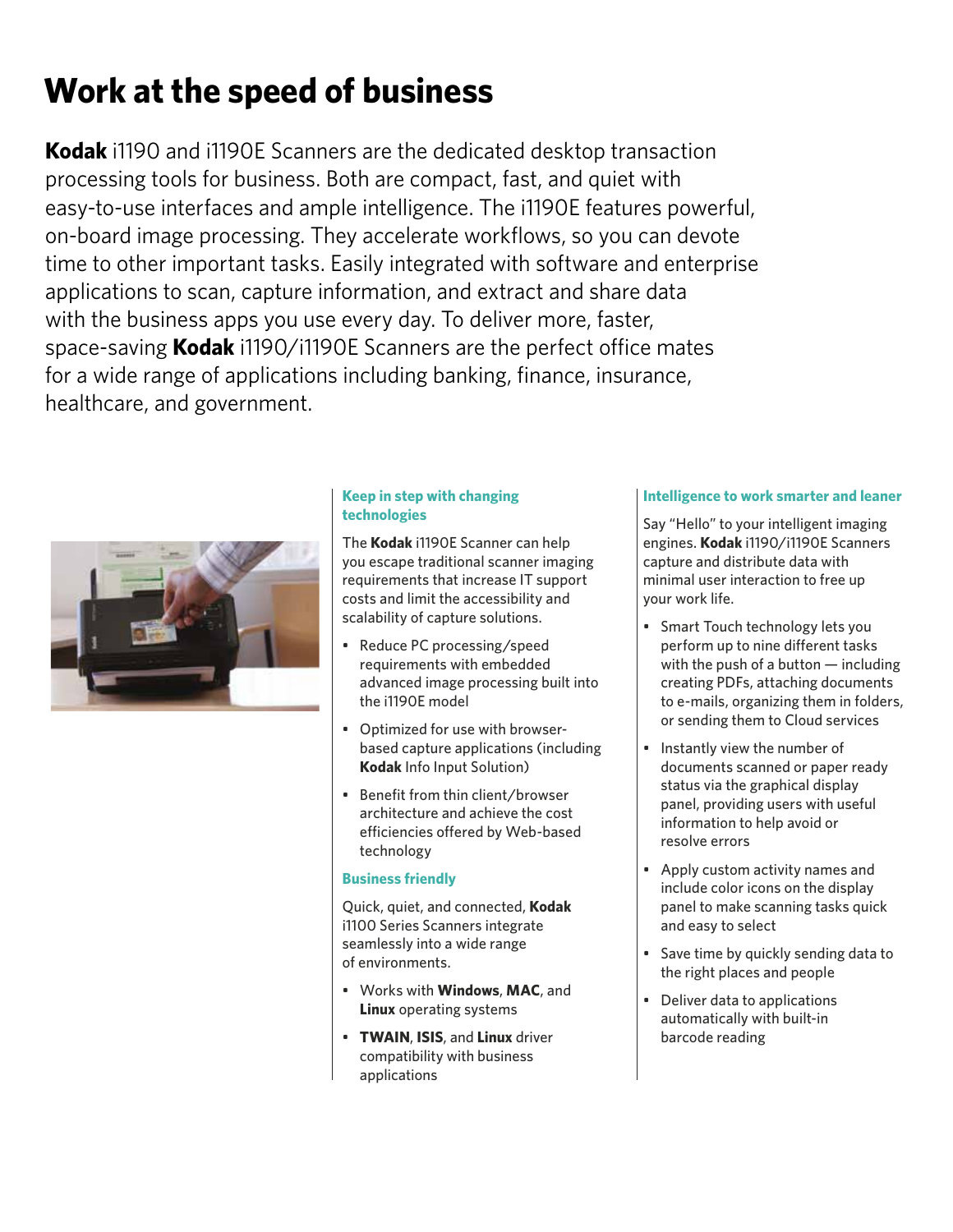# Work at the speed of business

**Kodak** i1190 and i1190E Scanners are the dedicated desktop transaction processing tools for business. Both are compact, fast, and quiet with easy-to-use interfaces and ample intelligence. The i1190E features powerful, on-board image processing. They accelerate workflows, so you can devote time to other important tasks. Easily integrated with software and enterprise applications to scan, capture information, and extract and share data with the business apps you use every day. To deliver more, faster, space-saving **Kodak** i1190/i1190E Scanners are the perfect office mates for a wide range of applications including banking, finance, insurance, healthcare, and government.

### Keep in step with changing technologies

The **Kodak** i1190E Scanner can help you escape traditional scanner imaging requirements that increase IT support costs and limit the accessibility and scalability of capture solutions.

- Reduce PC processing/speed requirements with embedded advanced image processing built into the i1190E model
- Optimized for use with browser-based capture applications (including **Kodak** Info Input Solution)
- Benefit from thin client/browser architecture and achieve the cost efficiencies offered by Web-based technology

### Business friendly

Quick, quiet, and connected, **Kodak** i1100 Series Scanners integrate seamlessly into a wide range of environments.

- Works with **Windows**, **MAC**, and **Linux** operating systems
- **TWAIN**, **ISIS**, and **Linux** driver compatibility with business applications

### Intelligence to work smarter and leaner

Say "Hello" to your intelligent imaging engines. **Kodak** i1190/i1190E Scanners capture and distribute data with minimal user interaction to free up your work life.

- Smart Touch technology lets you perform up to nine different tasks with the push of a button — including creating PDFs, attaching documents to e-mails, organizing them in folders, or sending them to Cloud services
- Instantly view the number of documents scanned or paper ready status via the graphical display panel, providing users with useful information to help avoid or resolve errors
- Apply custom activity names and include color icons on the display panel to make scanning tasks quick and easy to select
- Save time by quickly sending data to the right places and people
- Deliver data to applications automatically with built-in barcode reading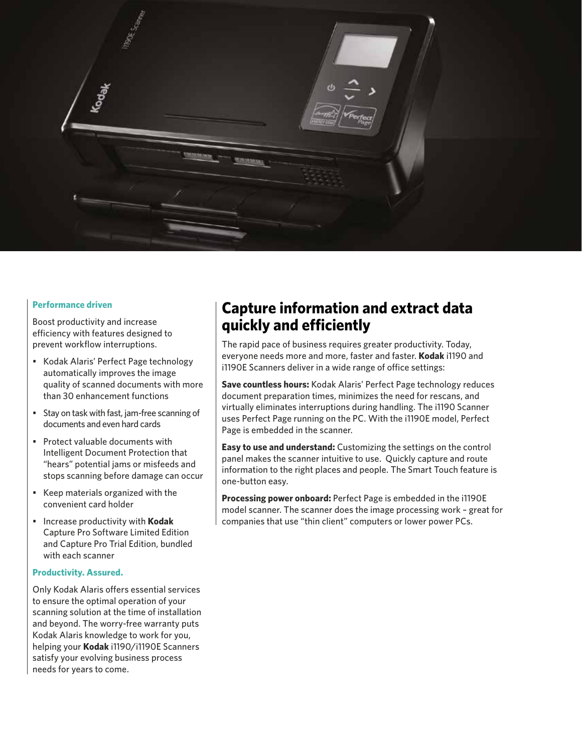## Capture information and extract data quickly and efficiently

The rapid pace of business requires greater productivity. Today, everyone needs more and more, faster and faster. **Kodak** i1190 and i1190E Scanners deliver in a wide range of office settings:

**Save countless hours:** Kodak Alaris' Perfect Page technology reduces document preparation times, minimizes the need for rescans, and virtually eliminates interruptions during handling. The i1190 Scanner uses Perfect Page running on the PC. With the i1190E model, Perfect Page is embedded in the scanner.

**Easy to use and understand:** Customizing the settings on the control panel makes the scanner intuitive to use. Quickly capture and route information to the right places and people. The Smart Touch feature is one-button easy.

**Processing power onboard:** Perfect Page is embedded in the i1190E model scanner. The scanner does the image processing work – great for companies that use "thin client" computers or lower power PCs.

### Performance driven

Boost productivity and increase efficiency with features designed to prevent workflow interruptions.

- Kodak Alaris' Perfect Page technology automatically improves the image quality of scanned documents with more than 30 enhancement functions
- Stay on task with fast, jam-free scanning of documents and even hard cards
- Protect valuable documents with Intelligent Document Protection that "hears" potential jams or misfeeds and stops scanning before damage can occur
- Keep materials organized with the convenient card holder
- Increase productivity with **Kodak** Capture Pro Software Limited Edition and Capture Pro Trial Edition, bundled with each scanner

### Productivity. Assured.

Only Kodak Alaris offers essential services to ensure the optimal operation of your scanning solution at the time of installation and beyond. The worry-free warranty puts Kodak Alaris knowledge to work for you, helping your **Kodak** i1190/i1190E Scanners satisfy your evolving business process needs for years to come.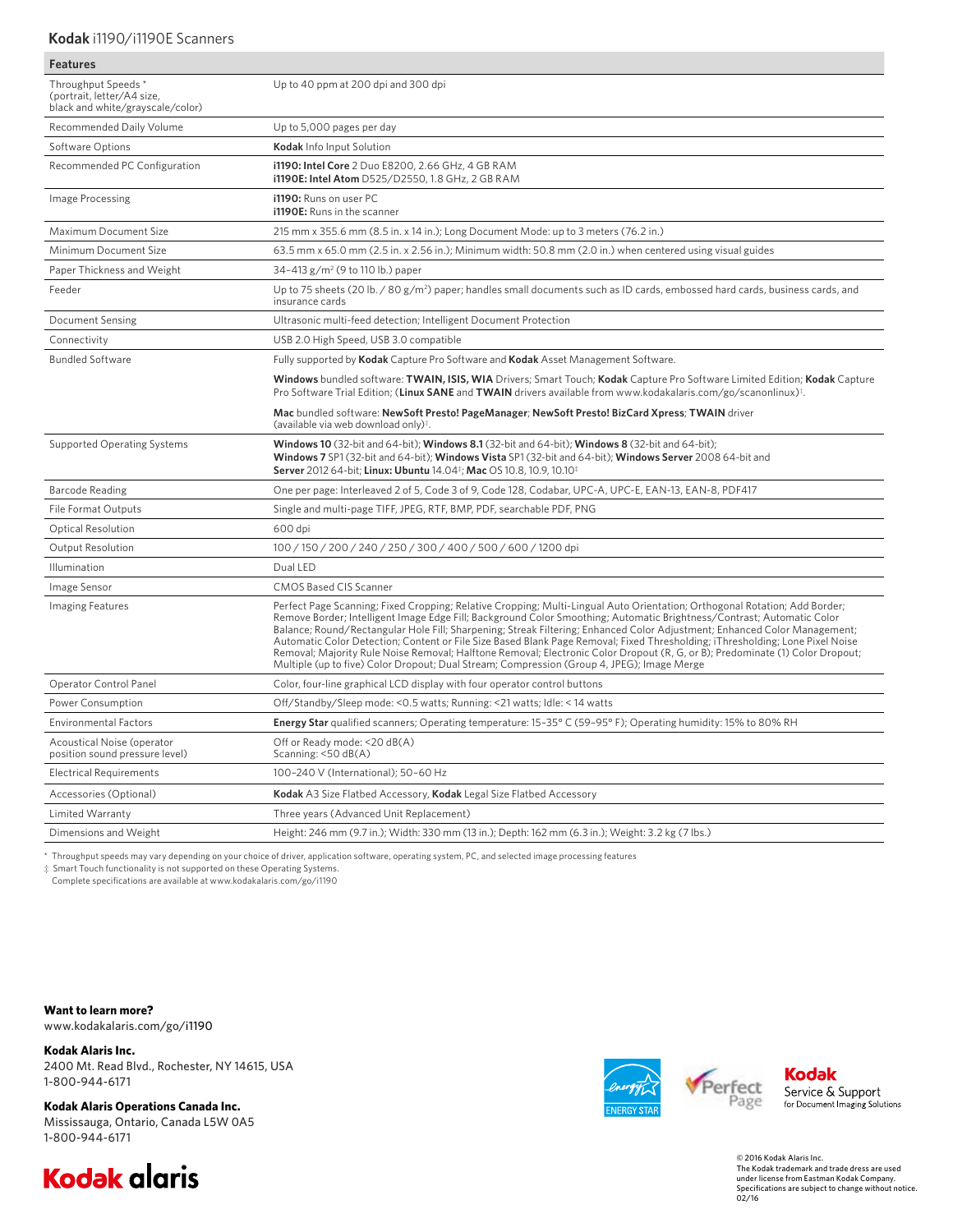# **Kodak** i1190/i1190E Scanners

| **Features** | |
|---|---|
| Throughput Speeds * (portrait, letter/A4 size, black and white/grayscale/color) | Up to 40 ppm at 200 dpi and 300 dpi |
| Recommended Daily Volume | Up to 5,000 pages per day |
| Software Options | **Kodak** Info Input Solution |
| Recommended PC Configuration | **i1190: Intel Core** 2 Duo E8200, 2.66 GHz, 4 GB RAM<br>**i1190E: Intel Atom** D525/D2550, 1.8 GHz, 2 GB RAM |
| Image Processing | **i1190:** Runs on user PC<br>**i1190E:** Runs in the scanner |
| Maximum Document Size | 215 mm x 355.6 mm (8.5 in. x 14 in.); Long Document Mode: up to 3 meters (76.2 in.) |
| Minimum Document Size | 63.5 mm x 65.0 mm (2.5 in. x 2.56 in.); Minimum width: 50.8 mm (2.0 in.) when centered using visual guides |
| Paper Thickness and Weight | 34–413 g/m² (9 to 110 lb.) paper |
| Feeder | Up to 75 sheets (20 lb. / 80 g/m²) paper; handles small documents such as ID cards, embossed hard cards, business cards, and insurance cards |
| Document Sensing | Ultrasonic multi-feed detection; Intelligent Document Protection |
| Connectivity | USB 2.0 High Speed, USB 3.0 compatible |
| Bundled Software | Fully supported by **Kodak** Capture Pro Software and **Kodak** Asset Management Software.<br>**Windows** bundled software: **TWAIN, ISIS, WIA** Drivers; Smart Touch; **Kodak** Capture Pro Software Limited Edition; **Kodak** Capture Pro Software Trial Edition; (**Linux SANE** and **TWAIN** drivers available from www.kodakalaris.com/go/scanonlinux)‡.<br>**Mac** bundled software: **NewSoft Presto! PageManager**; **NewSoft Presto! BizCard Xpress**; **TWAIN** driver (available via web download only)‡. |
| Supported Operating Systems | **Windows 10** (32-bit and 64-bit); **Windows 8.1** (32-bit and 64-bit); **Windows 8** (32-bit and 64-bit); **Windows 7** SP1 (32-bit and 64-bit); **Windows Vista** SP1 (32-bit and 64-bit); **Windows Server** 2008 64-bit and **Server** 2012 64-bit; **Linux: Ubuntu** 14.04‡; **Mac** OS 10.8, 10.9, 10.10‡ |
| Barcode Reading | One per page: Interleaved 2 of 5, Code 3 of 9, Code 128, Codabar, UPC-A, UPC-E, EAN-13, EAN-8, PDF417 |
| File Format Outputs | Single and multi-page TIFF, JPEG, RTF, BMP, PDF, searchable PDF, PNG |
| Optical Resolution | 600 dpi |
| Output Resolution | 100 / 150 / 200 / 240 / 250 / 300 / 400 / 500 / 600 / 1200 dpi |
| Illumination | Dual LED |
| Image Sensor | CMOS Based CIS Scanner |
| Imaging Features | Perfect Page Scanning; Fixed Cropping; Relative Cropping; Multi-Lingual Auto Orientation; Orthogonal Rotation; Add Border; Remove Border; Intelligent Image Edge Fill; Background Color Smoothing; Automatic Brightness/Contrast; Automatic Color Balance; Round/Rectangular Hole Fill; Sharpening; Streak Filtering; Enhanced Color Adjustment; Enhanced Color Management; Automatic Color Detection; Content or File Size Based Blank Page Removal; Fixed Thresholding; iThresholding; Lone Pixel Noise Removal; Majority Rule Noise Removal; Halftone Removal; Electronic Color Dropout (R, G, or B); Predominate (1) Color Dropout; Multiple (up to five) Color Dropout; Dual Stream; Compression (Group 4, JPEG); Image Merge |
| Operator Control Panel | Color, four-line graphical LCD display with four operator control buttons |
| Power Consumption | Off/Standby/Sleep mode: <0.5 watts; Running: <21 watts; Idle: < 14 watts |
| Environmental Factors | **Energy Star** qualified scanners; Operating temperature: 15–35° C (59–95° F); Operating humidity: 15% to 80% RH |
| Acoustical Noise (operator position sound pressure level) | Off or Ready mode: <20 dB(A)<br>Scanning: <50 dB(A) |
| Electrical Requirements | 100–240 V (International); 50–60 Hz |
| Accessories (Optional) | **Kodak** A3 Size Flatbed Accessory, **Kodak** Legal Size Flatbed Accessory |
| Limited Warranty | Three years (Advanced Unit Replacement) |
| Dimensions and Weight | Height: 246 mm (9.7 in.); Width: 330 mm (13 in.); Depth: 162 mm (6.3 in.); Weight: 3.2 kg (7 lbs.) |

\* Throughput speeds may vary depending on your choice of driver, application software, operating system, PC, and selected image processing features

‡ Smart Touch functionality is not supported on these Operating Systems.

Complete specifications are available at www.kodakalaris.com/go/i1190

**Want to learn more?**
www.kodakalaris.com/go/i1190

**Kodak Alaris Inc.**
2400 Mt. Read Blvd., Rochester, NY 14615, USA
1-800-944-6171

**Kodak Alaris Operations Canada Inc.**
Mississauga, Ontario, Canada L5W 0A5
1-800-944-6171

Kodak alaris

ENERGY STAR

Perfect Page

**Kodak** Service & Support for Document Imaging Solutions

© 2016 Kodak Alaris Inc.
The Kodak trademark and trade dress are used under license from Eastman Kodak Company.
Specifications are subject to change without notice.
02/16